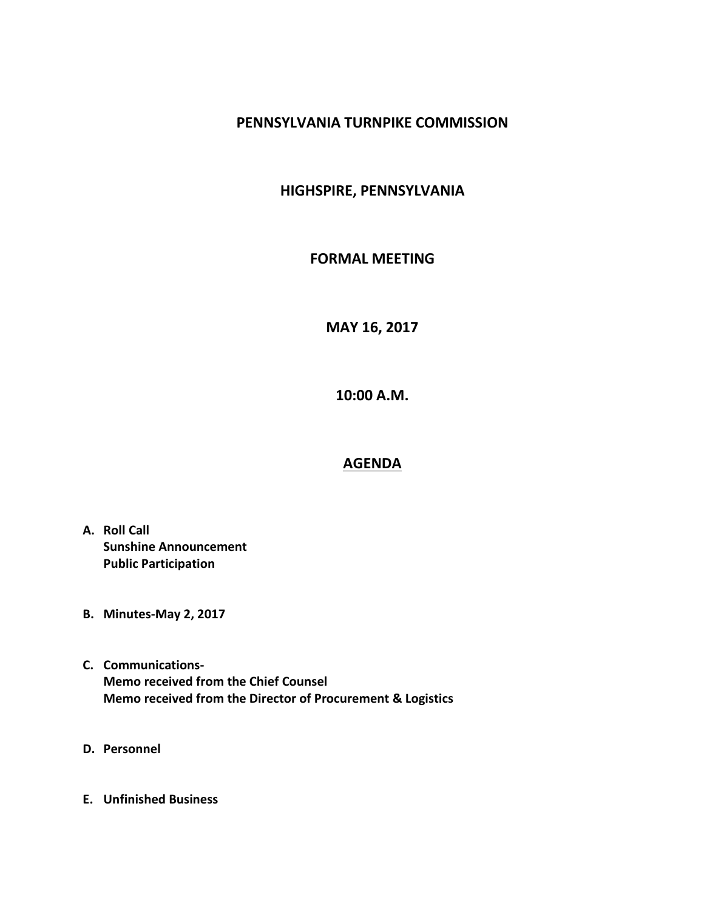# PENNSYLVANIA TURNPIKE COMMISSION

## HIGHSPIRE, PENNSYLVANIA

## FORMAL MEETING

## MAY 16, 2017

## 10:00 A.M.

## AGENDA

**A. Roll Call**
**Sunshine Announcement**
**Public Participation**

**B. Minutes-May 2, 2017**

**C. Communications-**
**Memo received from the Chief Counsel**
**Memo received from the Director of Procurement & Logistics**

**D. Personnel**

**E. Unfinished Business**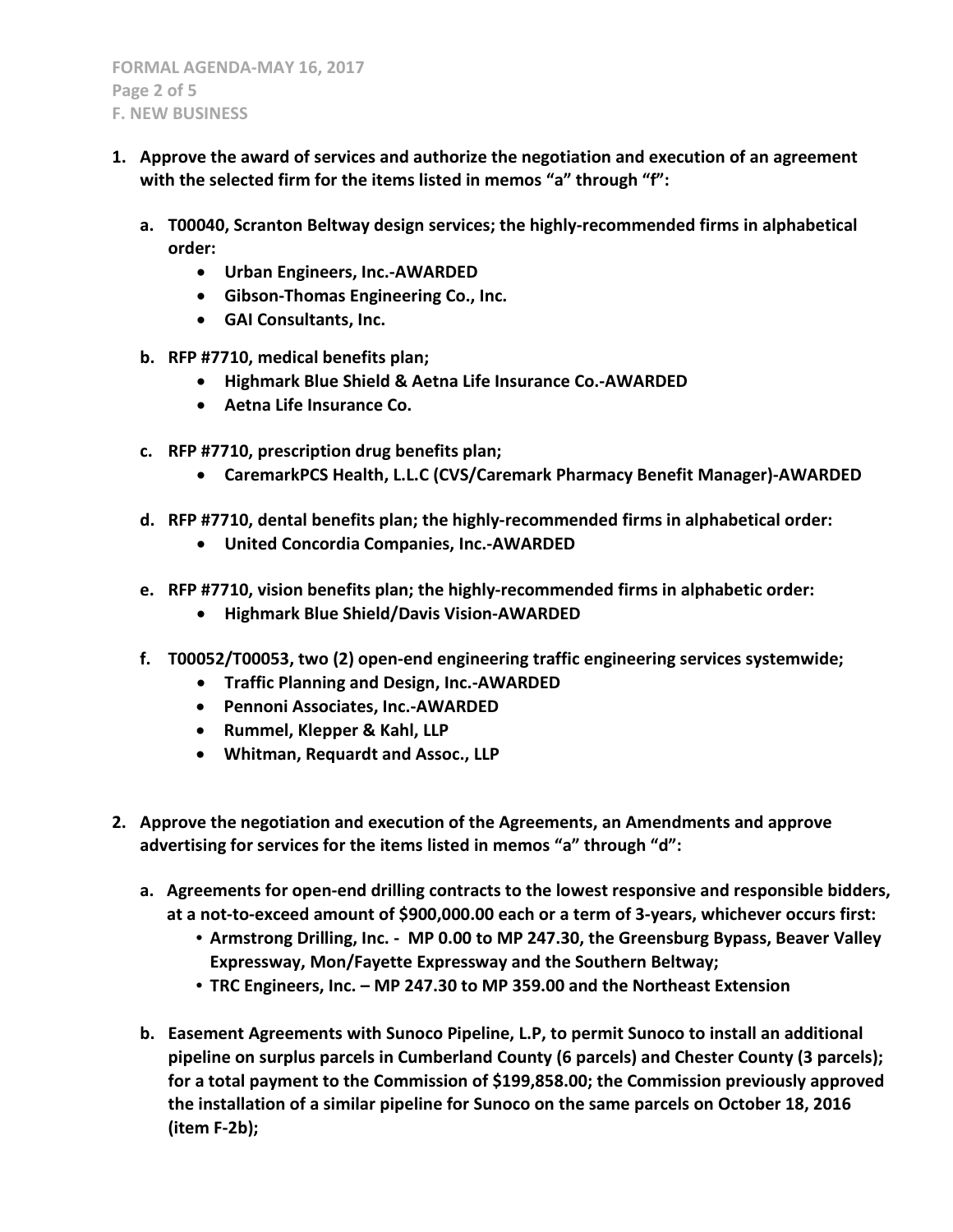**F. NEW BUSINESS**

1. **Approve the award of services and authorize the negotiation and execution of an agreement with the selected firm for the items listed in memos "a" through "f":**

   a. **T00040, Scranton Beltway design services; the highly-recommended firms in alphabetical order:**
      - **Urban Engineers, Inc.-AWARDED**
      - **Gibson-Thomas Engineering Co., Inc.**
      - **GAI Consultants, Inc.**

   b. **RFP #7710, medical benefits plan;**
      - **Highmark Blue Shield & Aetna Life Insurance Co.-AWARDED**
      - **Aetna Life Insurance Co.**

   c. **RFP #7710, prescription drug benefits plan;**
      - **CaremarkPCS Health, L.L.C (CVS/Caremark Pharmacy Benefit Manager)-AWARDED**

   d. **RFP #7710, dental benefits plan; the highly-recommended firms in alphabetical order:**
      - **United Concordia Companies, Inc.-AWARDED**

   e. **RFP #7710, vision benefits plan; the highly-recommended firms in alphabetic order:**
      - **Highmark Blue Shield/Davis Vision-AWARDED**

   f. **T00052/T00053, two (2) open-end engineering traffic engineering services systemwide;**
      - **Traffic Planning and Design, Inc.-AWARDED**
      - **Pennoni Associates, Inc.-AWARDED**
      - **Rummel, Klepper & Kahl, LLP**
      - **Whitman, Requardt and Assoc., LLP**

2. **Approve the negotiation and execution of the Agreements, an Amendments and approve advertising for services for the items listed in memos "a" through "d":**

   a. **Agreements for open-end drilling contracts to the lowest responsive and responsible bidders, at a not-to-exceed amount of $900,000.00 each or a term of 3-years, whichever occurs first:**
      - **Armstrong Drilling, Inc. - MP 0.00 to MP 247.30, the Greensburg Bypass, Beaver Valley Expressway, Mon/Fayette Expressway and the Southern Beltway;**
      - **TRC Engineers, Inc. – MP 247.30 to MP 359.00 and the Northeast Extension**

   b. **Easement Agreements with Sunoco Pipeline, L.P, to permit Sunoco to install an additional pipeline on surplus parcels in Cumberland County (6 parcels) and Chester County (3 parcels); for a total payment to the Commission of $199,858.00; the Commission previously approved the installation of a similar pipeline for Sunoco on the same parcels on October 18, 2016 (item F-2b);**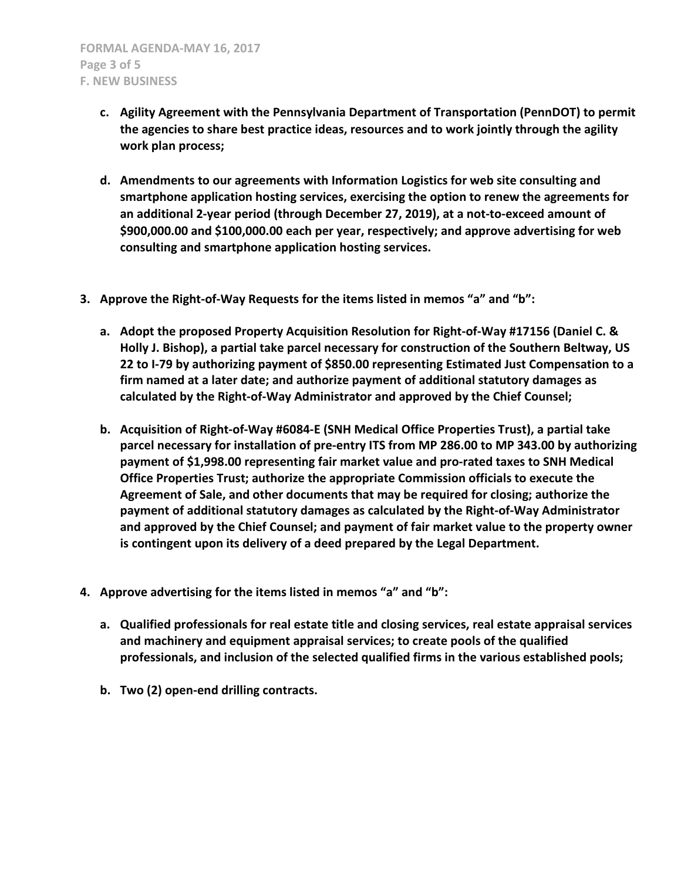- **c. Agility Agreement with the Pennsylvania Department of Transportation (PennDOT) to permit the agencies to share best practice ideas, resources and to work jointly through the agility work plan process;**

- **d. Amendments to our agreements with Information Logistics for web site consulting and smartphone application hosting services, exercising the option to renew the agreements for an additional 2-year period (through December 27, 2019), at a not-to-exceed amount of $900,000.00 and $100,000.00 each per year, respectively; and approve advertising for web consulting and smartphone application hosting services.**

**3. Approve the Right-of-Way Requests for the items listed in memos "a" and "b":**

- **a. Adopt the proposed Property Acquisition Resolution for Right-of-Way #17156 (Daniel C. & Holly J. Bishop), a partial take parcel necessary for construction of the Southern Beltway, US 22 to I-79 by authorizing payment of $850.00 representing Estimated Just Compensation to a firm named at a later date; and authorize payment of additional statutory damages as calculated by the Right-of-Way Administrator and approved by the Chief Counsel;**

- **b. Acquisition of Right-of-Way #6084-E (SNH Medical Office Properties Trust), a partial take parcel necessary for installation of pre-entry ITS from MP 286.00 to MP 343.00 by authorizing payment of $1,998.00 representing fair market value and pro-rated taxes to SNH Medical Office Properties Trust; authorize the appropriate Commission officials to execute the Agreement of Sale, and other documents that may be required for closing; authorize the payment of additional statutory damages as calculated by the Right-of-Way Administrator and approved by the Chief Counsel; and payment of fair market value to the property owner is contingent upon its delivery of a deed prepared by the Legal Department.**

**4. Approve advertising for the items listed in memos "a" and "b":**

- **a. Qualified professionals for real estate title and closing services, real estate appraisal services and machinery and equipment appraisal services; to create pools of the qualified professionals, and inclusion of the selected qualified firms in the various established pools;**

- **b. Two (2) open-end drilling contracts.**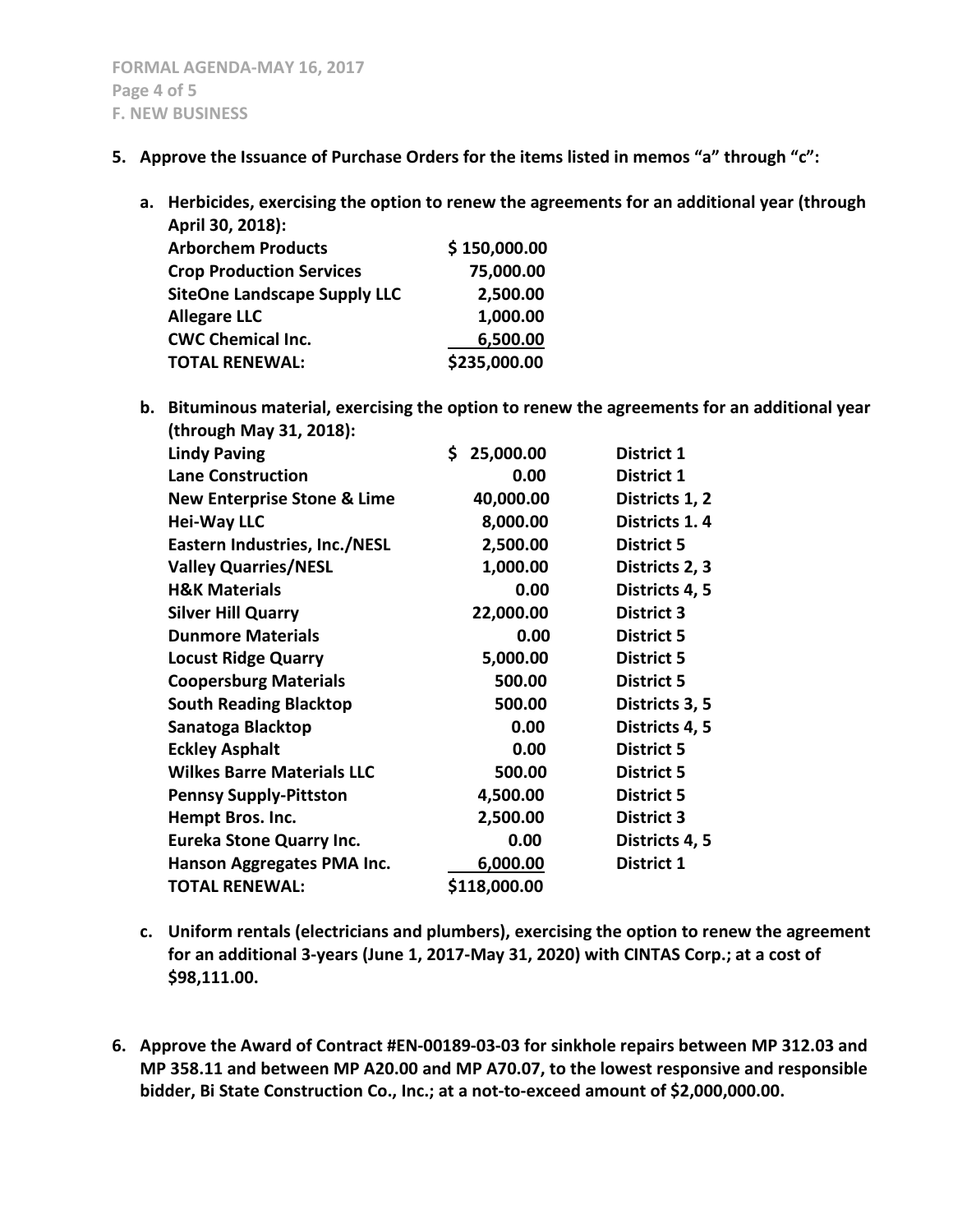5. **Approve the Issuance of Purchase Orders for the items listed in memos "a" through "c":**

   a. **Herbicides, exercising the option to renew the agreements for an additional year (through April 30, 2018):**

| | |
|---|---|
| **Arborchem Products** | **$ 150,000.00** |
| **Crop Production Services** | **75,000.00** |
| **SiteOne Landscape Supply LLC** | **2,500.00** |
| **Allegare LLC** | **1,000.00** |
| **CWC Chemical Inc.** | **6,500.00** |
| **TOTAL RENEWAL:** | **$235,000.00** |

   b. **Bituminous material, exercising the option to renew the agreements for an additional year (through May 31, 2018):**

| | | |
|---|---|---|
| **Lindy Paving** | **$ 25,000.00** | **District 1** |
| **Lane Construction** | **0.00** | **District 1** |
| **New Enterprise Stone & Lime** | **40,000.00** | **Districts 1, 2** |
| **Hei-Way LLC** | **8,000.00** | **Districts 1. 4** |
| **Eastern Industries, Inc./NESL** | **2,500.00** | **District 5** |
| **Valley Quarries/NESL** | **1,000.00** | **Districts 2, 3** |
| **H&K Materials** | **0.00** | **Districts 4, 5** |
| **Silver Hill Quarry** | **22,000.00** | **District 3** |
| **Dunmore Materials** | **0.00** | **District 5** |
| **Locust Ridge Quarry** | **5,000.00** | **District 5** |
| **Coopersburg Materials** | **500.00** | **District 5** |
| **South Reading Blacktop** | **500.00** | **Districts 3, 5** |
| **Sanatoga Blacktop** | **0.00** | **Districts 4, 5** |
| **Eckley Asphalt** | **0.00** | **District 5** |
| **Wilkes Barre Materials LLC** | **500.00** | **District 5** |
| **Pennsy Supply-Pittston** | **4,500.00** | **District 5** |
| **Hempt Bros. Inc.** | **2,500.00** | **District 3** |
| **Eureka Stone Quarry Inc.** | **0.00** | **Districts 4, 5** |
| **Hanson Aggregates PMA Inc.** | **6,000.00** | **District 1** |
| **TOTAL RENEWAL:** | **$118,000.00** | |

   c. **Uniform rentals (electricians and plumbers), exercising the option to renew the agreement for an additional 3-years (June 1, 2017-May 31, 2020) with CINTAS Corp.; at a cost of $98,111.00.**

6. **Approve the Award of Contract #EN-00189-03-03 for sinkhole repairs between MP 312.03 and MP 358.11 and between MP A20.00 and MP A70.07, to the lowest responsive and responsible bidder, Bi State Construction Co., Inc.; at a not-to-exceed amount of $2,000,000.00.**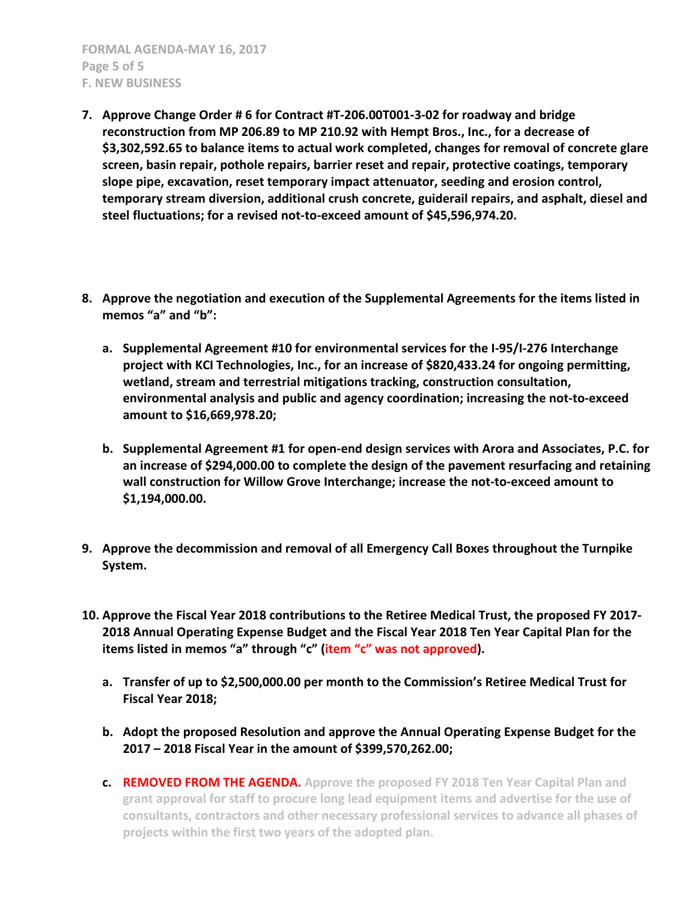7. **Approve Change Order # 6 for Contract #T-206.00T001-3-02 for roadway and bridge reconstruction from MP 206.89 to MP 210.92 with Hempt Bros., Inc., for a decrease of $3,302,592.65 to balance items to actual work completed, changes for removal of concrete glare screen, basin repair, pothole repairs, barrier reset and repair, protective coatings, temporary slope pipe, excavation, reset temporary impact attenuator, seeding and erosion control, temporary stream diversion, additional crush concrete, guiderail repairs, and asphalt, diesel and steel fluctuations; for a revised not-to-exceed amount of $45,596,974.20.**

8. **Approve the negotiation and execution of the Supplemental Agreements for the items listed in memos "a" and "b":**

   a. **Supplemental Agreement #10 for environmental services for the I-95/I-276 Interchange project with KCI Technologies, Inc., for an increase of $820,433.24 for ongoing permitting, wetland, stream and terrestrial mitigations tracking, construction consultation, environmental analysis and public and agency coordination; increasing the not-to-exceed amount to $16,669,978.20;**

   b. **Supplemental Agreement #1 for open-end design services with Arora and Associates, P.C. for an increase of $294,000.00 to complete the design of the pavement resurfacing and retaining wall construction for Willow Grove Interchange; increase the not-to-exceed amount to $1,194,000.00.**

9. **Approve the decommission and removal of all Emergency Call Boxes throughout the Turnpike System.**

10. **Approve the Fiscal Year 2018 contributions to the Retiree Medical Trust, the proposed FY 2017-2018 Annual Operating Expense Budget and the Fiscal Year 2018 Ten Year Capital Plan for the items listed in memos "a" through "c" (item "c" was not approved).**

    a. **Transfer of up to $2,500,000.00 per month to the Commission's Retiree Medical Trust for Fiscal Year 2018;**

    b. **Adopt the proposed Resolution and approve the Annual Operating Expense Budget for the 2017 – 2018 Fiscal Year in the amount of $399,570,262.00;**

    c. **REMOVED FROM THE AGENDA. Approve the proposed FY 2018 Ten Year Capital Plan and grant approval for staff to procure long lead equipment items and advertise for the use of consultants, contractors and other necessary professional services to advance all phases of projects within the first two years of the adopted plan.**